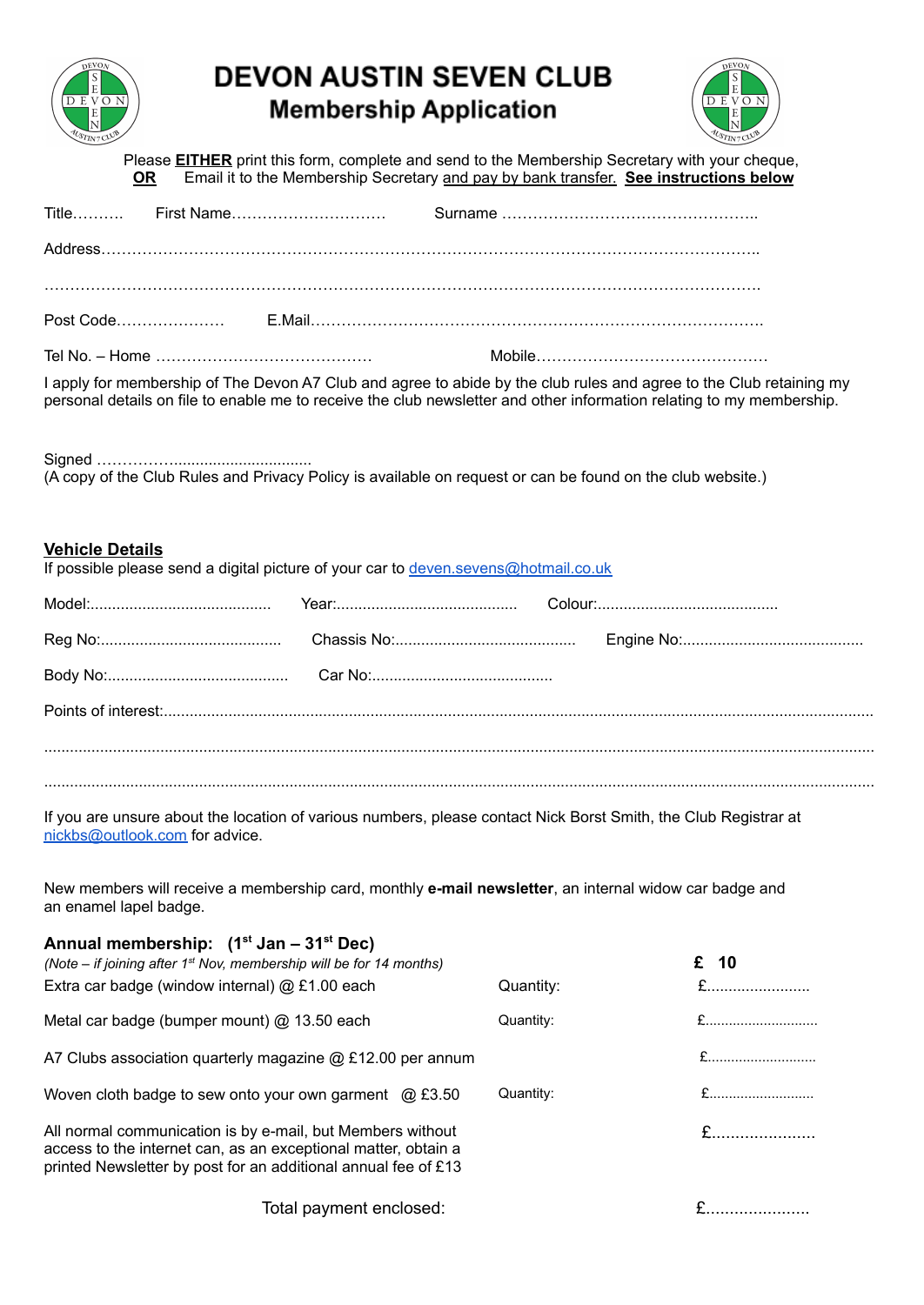# DEVON AUSTIN SEVEN CLUB

## Membership Application

Please **EITHER** print this form, complete and send to the Membership Secretary with your cheque,
**OR** Email it to the Membership Secretary and pay by bank transfer. **See instructions below**

Title………. First Name………………………… Surname …………………………………………..

Address……………………………………………………………………………………………………….

………………………………………………………………………………………………………………….

Post Code………………… E.Mail…………………………………………………………………………….

Tel No. – Home …………………………………… Mobile………………………………………

I apply for membership of The Devon A7 Club and agree to abide by the club rules and agree to the Club retaining my personal details on file to enable me to receive the club newsletter and other information relating to my membership.

Signed ……………...............................
(A copy of the Club Rules and Privacy Policy is available on request or can be found on the club website.)

## Vehicle Details

If possible please send a digital picture of your car to deven.sevens@hotmail.co.uk

Model:.......................................... Year:.......................................... Colour:..........................................

Reg No:.......................................... Chassis No:.......................................... Engine No:..........................................

Body No:.......................................... Car No:..........................................

Points of interest:..................................................................................................................................................

..............................................................................................................................................................................

..............................................................................................................................................................................

If you are unsure about the location of various numbers, please contact Nick Borst Smith, the Club Registrar at nickbs@outlook.com for advice.

New members will receive a membership card, monthly **e-mail newsletter**, an internal widow car badge and an enamel lapel badge.

**Annual membership: (1st Jan – 31st Dec)**

| | | |
|---|---|---|
| *(Note – if joining after 1st Nov, membership will be for 14 months)* | | **£ 10** |
| Extra car badge (window internal) @ £1.00 each | Quantity: | £...................... |
| Metal car badge (bumper mount) @ 13.50 each | Quantity: | £...................... |
| A7 Clubs association quarterly magazine @ £12.00 per annum | | £...................... |
| Woven cloth badge to sew onto your own garment @ £3.50 | Quantity: | £...................... |
| All normal communication is by e-mail, but Members without access to the internet can, as an exceptional matter, obtain a printed Newsletter by post for an additional annual fee of £13 | | £...................... |
| Total payment enclosed: | | £...................... |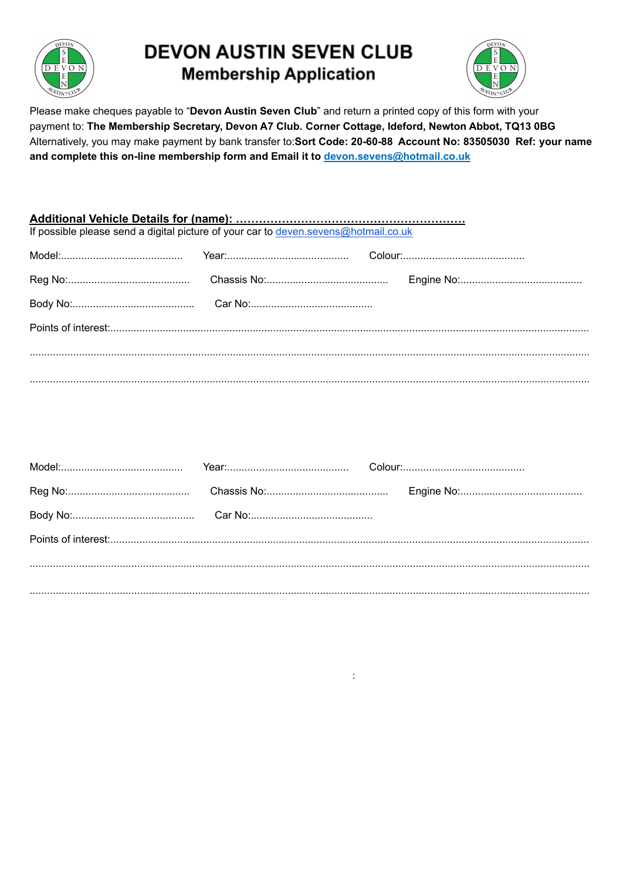# DEVON AUSTIN SEVEN CLUB

## Membership Application

Please make cheques payable to "**Devon Austin Seven Club**" and return a printed copy of this form with your payment to: **The Membership Secretary, Devon A7 Club. Corner Cottage, Ideford, Newton Abbot, TQ13 0BG**
Alternatively, you may make payment by bank transfer to:**Sort Code: 20-60-88 Account No: 83505030 Ref: your name and complete this on-line membership form and Email it to devon.sevens@hotmail.co.uk**

**Additional Vehicle Details for (name): ……………………………………………………**
If possible please send a digital picture of your car to deven.sevens@hotmail.co.uk

Model:.......................................... Year:.......................................... Colour:..........................................

Reg No:.......................................... Chassis No:.......................................... Engine No:..........................................

Body No:.......................................... Car No:..........................................

Points of interest:..................................................................................................................................................

..........................................................................................................................................................................

..........................................................................................................................................................................

Model:.......................................... Year:.......................................... Colour:..........................................

Reg No:.......................................... Chassis No:.......................................... Engine No:..........................................

Body No:.......................................... Car No:..........................................

Points of interest:..................................................................................................................................................

..........................................................................................................................................................................

..........................................................................................................................................................................

: